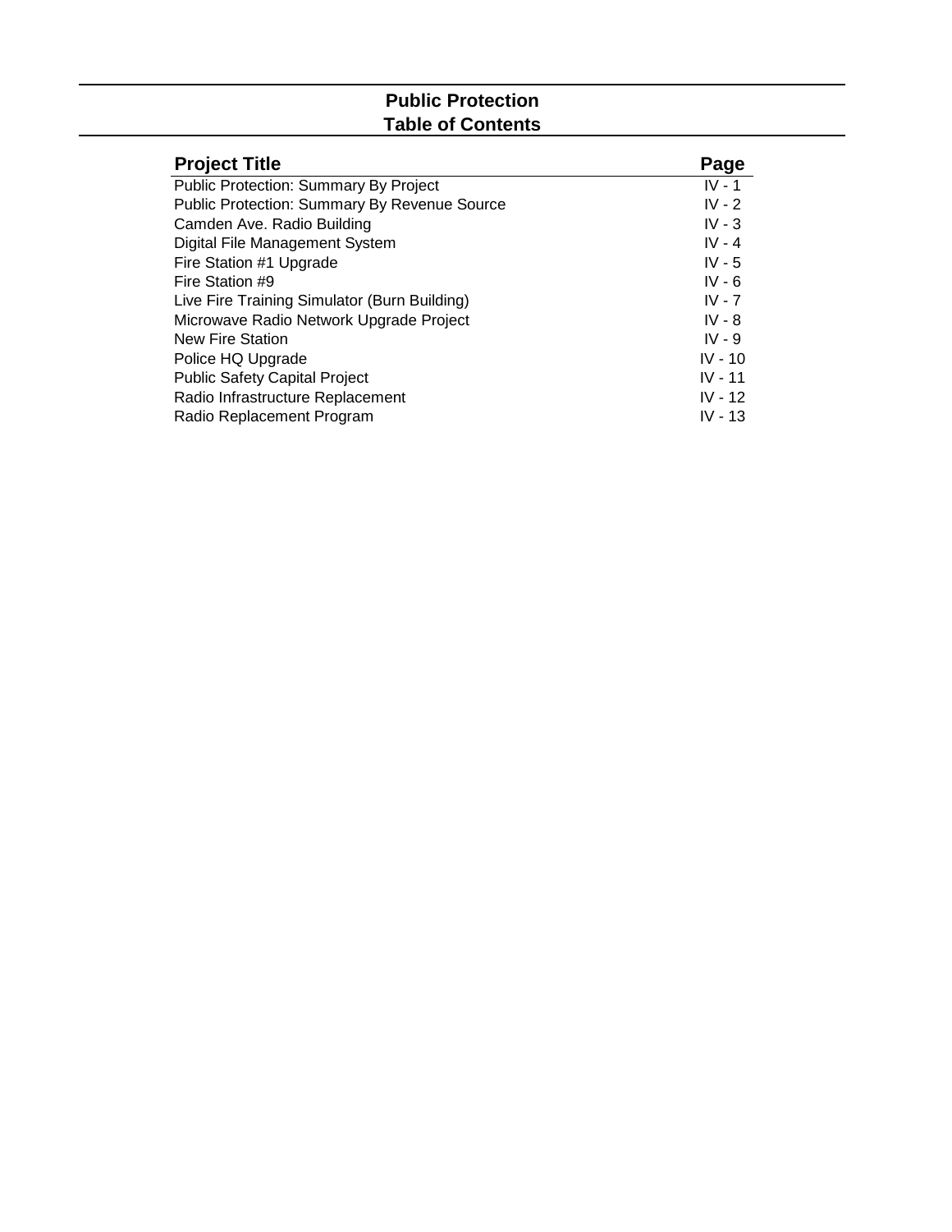# Public Protection
## Table of Contents

| Project Title | Page |
|---|---|
| Public Protection: Summary By Project | IV - 1 |
| Public Protection: Summary By Revenue Source | IV - 2 |
| Camden Ave. Radio Building | IV - 3 |
| Digital File Management System | IV - 4 |
| Fire Station #1 Upgrade | IV - 5 |
| Fire Station #9 | IV - 6 |
| Live Fire Training Simulator (Burn Building) | IV - 7 |
| Microwave Radio Network Upgrade Project | IV - 8 |
| New Fire Station | IV - 9 |
| Police HQ Upgrade | IV - 10 |
| Public Safety Capital Project | IV - 11 |
| Radio Infrastructure Replacement | IV - 12 |
| Radio Replacement Program | IV - 13 |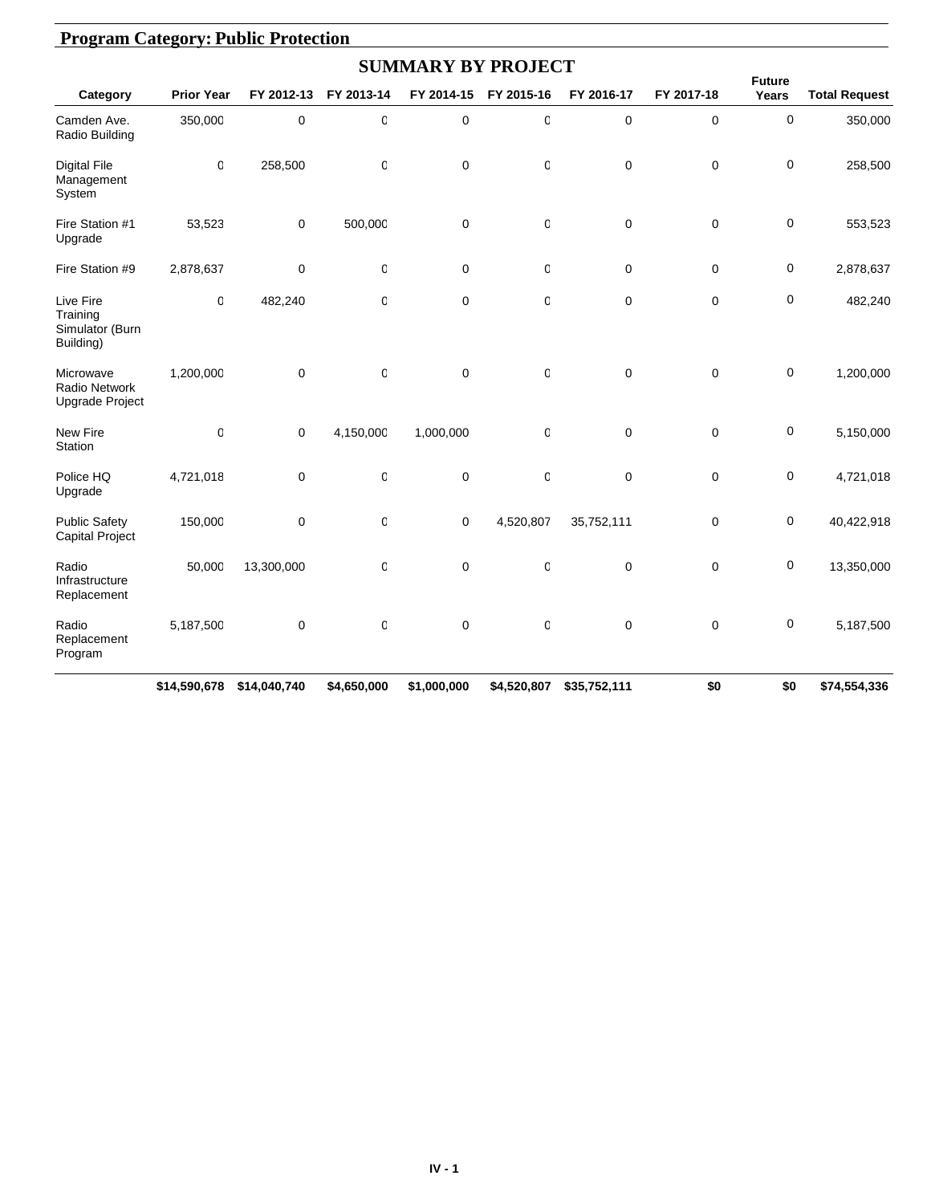## Program Category: Public Protection

### SUMMARY BY PROJECT

| Category | Prior Year | FY 2012-13 | FY 2013-14 | FY 2014-15 | FY 2015-16 | FY 2016-17 | FY 2017-18 | Future Years | Total Request |
|---|---|---|---|---|---|---|---|---|---|
| Camden Ave. Radio Building | 350,000 | 0 | 0 | 0 | 0 | 0 | 0 | 0 | 350,000 |
| Digital File Management System | 0 | 258,500 | 0 | 0 | 0 | 0 | 0 | 0 | 258,500 |
| Fire Station #1 Upgrade | 53,523 | 0 | 500,000 | 0 | 0 | 0 | 0 | 0 | 553,523 |
| Fire Station #9 | 2,878,637 | 0 | 0 | 0 | 0 | 0 | 0 | 0 | 2,878,637 |
| Live Fire Training Simulator (Burn Building) | 0 | 482,240 | 0 | 0 | 0 | 0 | 0 | 0 | 482,240 |
| Microwave Radio Network Upgrade Project | 1,200,000 | 0 | 0 | 0 | 0 | 0 | 0 | 0 | 1,200,000 |
| New Fire Station | 0 | 0 | 4,150,000 | 1,000,000 | 0 | 0 | 0 | 0 | 5,150,000 |
| Police HQ Upgrade | 4,721,018 | 0 | 0 | 0 | 0 | 0 | 0 | 0 | 4,721,018 |
| Public Safety Capital Project | 150,000 | 0 | 0 | 0 | 4,520,807 | 35,752,111 | 0 | 0 | 40,422,918 |
| Radio Infrastructure Replacement | 50,000 | 13,300,000 | 0 | 0 | 0 | 0 | 0 | 0 | 13,350,000 |
| Radio Replacement Program | 5,187,500 | 0 | 0 | 0 | 0 | 0 | 0 | 0 | 5,187,500 |
| | **$14,590,678** | **$14,040,740** | **$4,650,000** | **$1,000,000** | **$4,520,807** | **$35,752,111** | **$0** | **$0** | **$74,554,336** |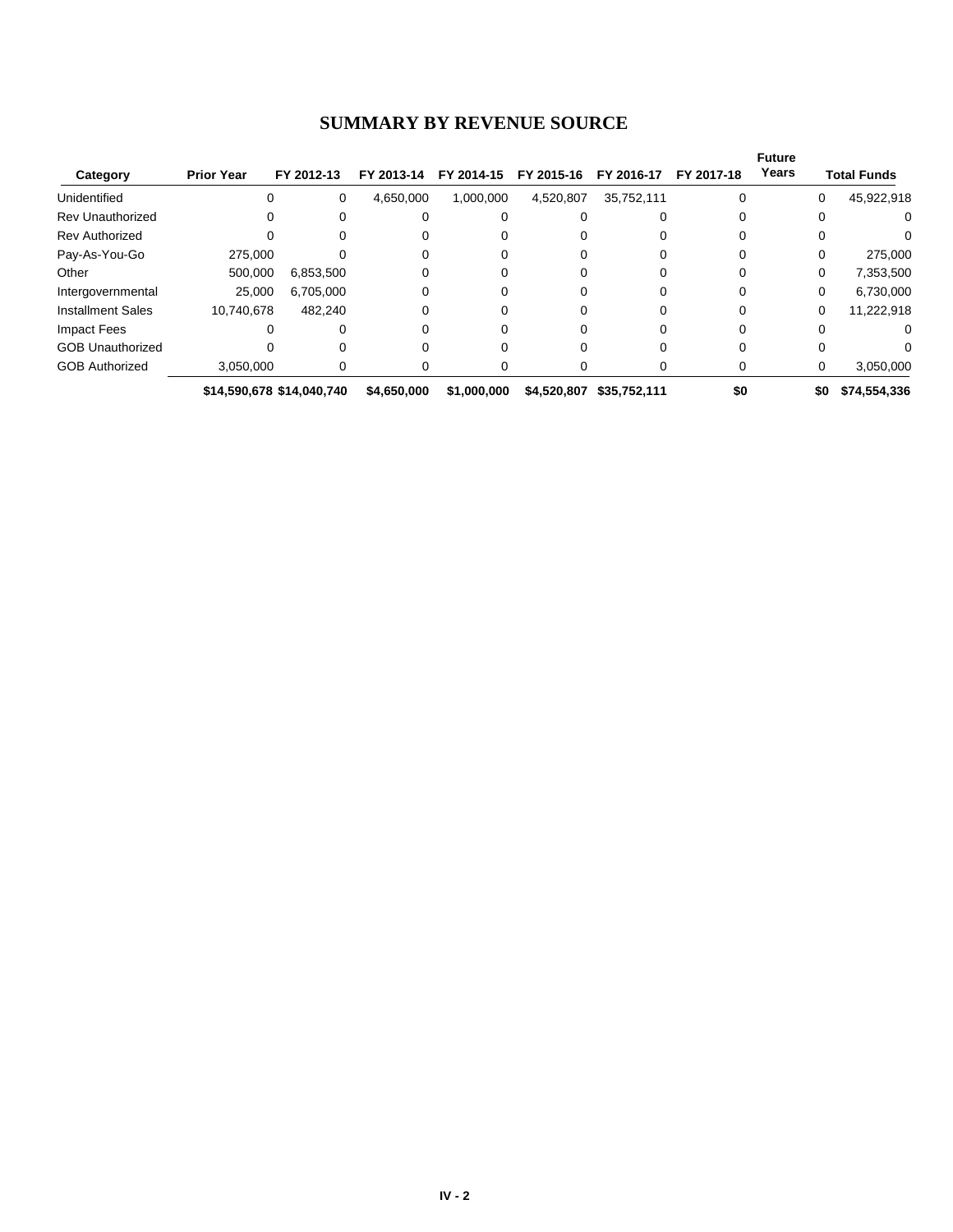# SUMMARY BY REVENUE SOURCE

| Category | Prior Year | FY 2012-13 | FY 2013-14 | FY 2014-15 | FY 2015-16 | FY 2016-17 | FY 2017-18 | Future Years | Total Funds |
|---|---|---|---|---|---|---|---|---|---|
| Unidentified | 0 | 0 | 4,650,000 | 1,000,000 | 4,520,807 | 35,752,111 | 0 | 0 | 45,922,918 |
| Rev Unauthorized | 0 | 0 | 0 | 0 | 0 | 0 | 0 | 0 | 0 |
| Rev Authorized | 0 | 0 | 0 | 0 | 0 | 0 | 0 | 0 | 0 |
| Pay-As-You-Go | 275,000 | 0 | 0 | 0 | 0 | 0 | 0 | 0 | 275,000 |
| Other | 500,000 | 6,853,500 | 0 | 0 | 0 | 0 | 0 | 0 | 7,353,500 |
| Intergovernmental | 25,000 | 6,705,000 | 0 | 0 | 0 | 0 | 0 | 0 | 6,730,000 |
| Installment Sales | 10,740,678 | 482,240 | 0 | 0 | 0 | 0 | 0 | 0 | 11,222,918 |
| Impact Fees | 0 | 0 | 0 | 0 | 0 | 0 | 0 | 0 | 0 |
| GOB Unauthorized | 0 | 0 | 0 | 0 | 0 | 0 | 0 | 0 | 0 |
| GOB Authorized | 3,050,000 | 0 | 0 | 0 | 0 | 0 | 0 | 0 | 3,050,000 |
| | **$14,590,678** | **$14,040,740** | **$4,650,000** | **$1,000,000** | **$4,520,807** | **$35,752,111** | **$0** | **$0** | **$74,554,336** |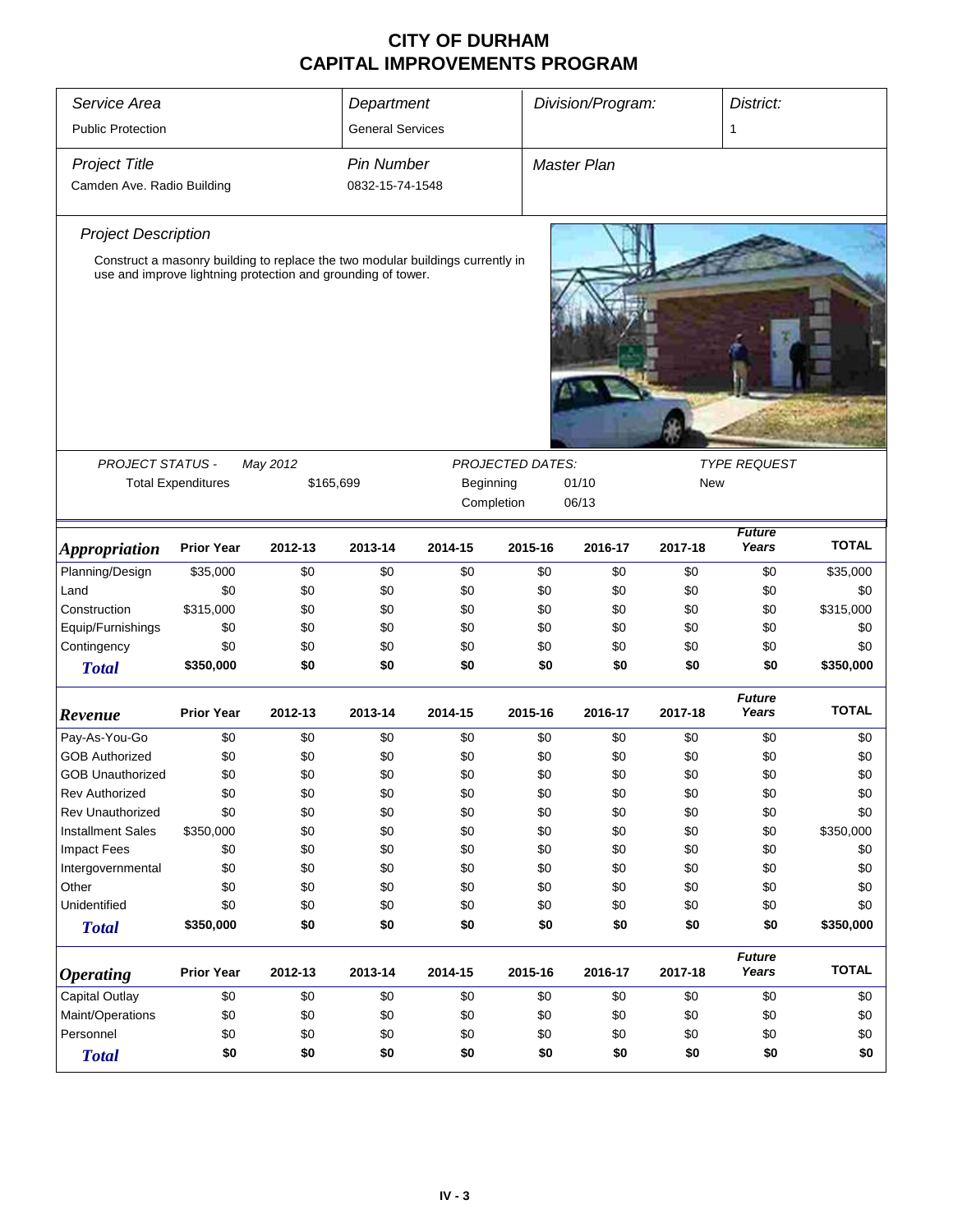# CITY OF DURHAM
# CAPITAL IMPROVEMENTS PROGRAM

| Service Area | Department | Division/Program: | District: |
|---|---|---|---|
| Public Protection | General Services | | 1 |

| Project Title | Pin Number | Master Plan |
|---|---|---|
| Camden Ave. Radio Building | 0832-15-74-1548 | |

*Project Description*

Construct a masonry building to replace the two modular buildings currently in use and improve lightning protection and grounding of tower.

| PROJECT STATUS - | May 2012 | PROJECTED DATES: | | TYPE REQUEST |
|---|---|---|---|---|
| Total Expenditures | $165,699 | Beginning | 01/10 | New |
| | | Completion | 06/13 | |

| *Appropriation* | Prior Year | 2012-13 | 2013-14 | 2014-15 | 2015-16 | 2016-17 | 2017-18 | Future Years | TOTAL |
|---|---|---|---|---|---|---|---|---|---|
| Planning/Design | $35,000 | $0 | $0 | $0 | $0 | $0 | $0 | $0 | $35,000 |
| Land | $0 | $0 | $0 | $0 | $0 | $0 | $0 | $0 | $0 |
| Construction | $315,000 | $0 | $0 | $0 | $0 | $0 | $0 | $0 | $315,000 |
| Equip/Furnishings | $0 | $0 | $0 | $0 | $0 | $0 | $0 | $0 | $0 |
| Contingency | $0 | $0 | $0 | $0 | $0 | $0 | $0 | $0 | $0 |
| **Total** | **$350,000** | **$0** | **$0** | **$0** | **$0** | **$0** | **$0** | **$0** | **$350,000** |

| *Revenue* | Prior Year | 2012-13 | 2013-14 | 2014-15 | 2015-16 | 2016-17 | 2017-18 | Future Years | TOTAL |
|---|---|---|---|---|---|---|---|---|---|
| Pay-As-You-Go | $0 | $0 | $0 | $0 | $0 | $0 | $0 | $0 | $0 |
| GOB Authorized | $0 | $0 | $0 | $0 | $0 | $0 | $0 | $0 | $0 |
| GOB Unauthorized | $0 | $0 | $0 | $0 | $0 | $0 | $0 | $0 | $0 |
| Rev Authorized | $0 | $0 | $0 | $0 | $0 | $0 | $0 | $0 | $0 |
| Rev Unauthorized | $0 | $0 | $0 | $0 | $0 | $0 | $0 | $0 | $0 |
| Installment Sales | $350,000 | $0 | $0 | $0 | $0 | $0 | $0 | $0 | $350,000 |
| Impact Fees | $0 | $0 | $0 | $0 | $0 | $0 | $0 | $0 | $0 |
| Intergovernmental | $0 | $0 | $0 | $0 | $0 | $0 | $0 | $0 | $0 |
| Other | $0 | $0 | $0 | $0 | $0 | $0 | $0 | $0 | $0 |
| Unidentified | $0 | $0 | $0 | $0 | $0 | $0 | $0 | $0 | $0 |
| **Total** | **$350,000** | **$0** | **$0** | **$0** | **$0** | **$0** | **$0** | **$0** | **$350,000** |

| *Operating* | Prior Year | 2012-13 | 2013-14 | 2014-15 | 2015-16 | 2016-17 | 2017-18 | Future Years | TOTAL |
|---|---|---|---|---|---|---|---|---|---|
| Capital Outlay | $0 | $0 | $0 | $0 | $0 | $0 | $0 | $0 | $0 |
| Maint/Operations | $0 | $0 | $0 | $0 | $0 | $0 | $0 | $0 | $0 |
| Personnel | $0 | $0 | $0 | $0 | $0 | $0 | $0 | $0 | $0 |
| **Total** | **$0** | **$0** | **$0** | **$0** | **$0** | **$0** | **$0** | **$0** | **$0** |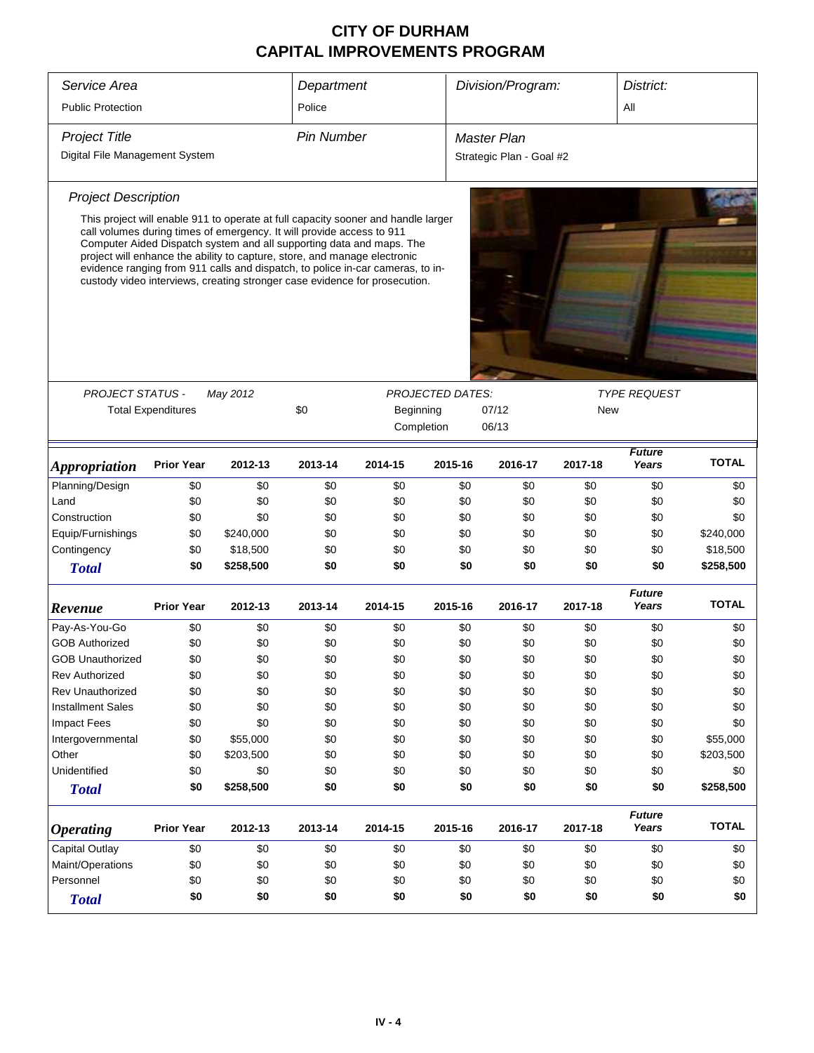# CITY OF DURHAM
# CAPITAL IMPROVEMENTS PROGRAM

| | | | |
|---|---|---|---|
| *Service Area* | *Department* | *Division/Program:* | *District:* |
| Public Protection | Police | | All |
| *Project Title* | *Pin Number* | *Master Plan* | |
| Digital File Management System | | Strategic Plan - Goal #2 | |

*Project Description*

This project will enable 911 to operate at full capacity sooner and handle larger call volumes during times of emergency. It will provide access to 911 Computer Aided Dispatch system and all supporting data and maps. The project will enhance the ability to capture, store, and manage electronic evidence ranging from 911 calls and dispatch, to police in-car cameras, to in-custody video interviews, creating stronger case evidence for prosecution.

| | | | | |
|---|---|---|---|---|
| *PROJECT STATUS -* | *May 2012* | *PROJECTED DATES:* | | *TYPE REQUEST* |
| Total Expenditures | $0 | Beginning | 07/12 | New |
| | | Completion | 06/13 | |

| *Appropriation* | Prior Year | 2012-13 | 2013-14 | 2014-15 | 2015-16 | 2016-17 | 2017-18 | *Future Years* | TOTAL |
|---|---|---|---|---|---|---|---|---|---|
| Planning/Design | $0 | $0 | $0 | $0 | $0 | $0 | $0 | $0 | $0 |
| Land | $0 | $0 | $0 | $0 | $0 | $0 | $0 | $0 | $0 |
| Construction | $0 | $0 | $0 | $0 | $0 | $0 | $0 | $0 | $0 |
| Equip/Furnishings | $0 | $240,000 | $0 | $0 | $0 | $0 | $0 | $0 | $240,000 |
| Contingency | $0 | $18,500 | $0 | $0 | $0 | $0 | $0 | $0 | $18,500 |
| ***Total*** | **$0** | **$258,500** | **$0** | **$0** | **$0** | **$0** | **$0** | **$0** | **$258,500** |

| *Revenue* | Prior Year | 2012-13 | 2013-14 | 2014-15 | 2015-16 | 2016-17 | 2017-18 | *Future Years* | TOTAL |
|---|---|---|---|---|---|---|---|---|---|
| Pay-As-You-Go | $0 | $0 | $0 | $0 | $0 | $0 | $0 | $0 | $0 |
| GOB Authorized | $0 | $0 | $0 | $0 | $0 | $0 | $0 | $0 | $0 |
| GOB Unauthorized | $0 | $0 | $0 | $0 | $0 | $0 | $0 | $0 | $0 |
| Rev Authorized | $0 | $0 | $0 | $0 | $0 | $0 | $0 | $0 | $0 |
| Rev Unauthorized | $0 | $0 | $0 | $0 | $0 | $0 | $0 | $0 | $0 |
| Installment Sales | $0 | $0 | $0 | $0 | $0 | $0 | $0 | $0 | $0 |
| Impact Fees | $0 | $0 | $0 | $0 | $0 | $0 | $0 | $0 | $0 |
| Intergovernmental | $0 | $55,000 | $0 | $0 | $0 | $0 | $0 | $0 | $55,000 |
| Other | $0 | $203,500 | $0 | $0 | $0 | $0 | $0 | $0 | $203,500 |
| Unidentified | $0 | $0 | $0 | $0 | $0 | $0 | $0 | $0 | $0 |
| ***Total*** | **$0** | **$258,500** | **$0** | **$0** | **$0** | **$0** | **$0** | **$0** | **$258,500** |

| *Operating* | Prior Year | 2012-13 | 2013-14 | 2014-15 | 2015-16 | 2016-17 | 2017-18 | *Future Years* | TOTAL |
|---|---|---|---|---|---|---|---|---|---|
| Capital Outlay | $0 | $0 | $0 | $0 | $0 | $0 | $0 | $0 | $0 |
| Maint/Operations | $0 | $0 | $0 | $0 | $0 | $0 | $0 | $0 | $0 |
| Personnel | $0 | $0 | $0 | $0 | $0 | $0 | $0 | $0 | $0 |
| ***Total*** | **$0** | **$0** | **$0** | **$0** | **$0** | **$0** | **$0** | **$0** | **$0** |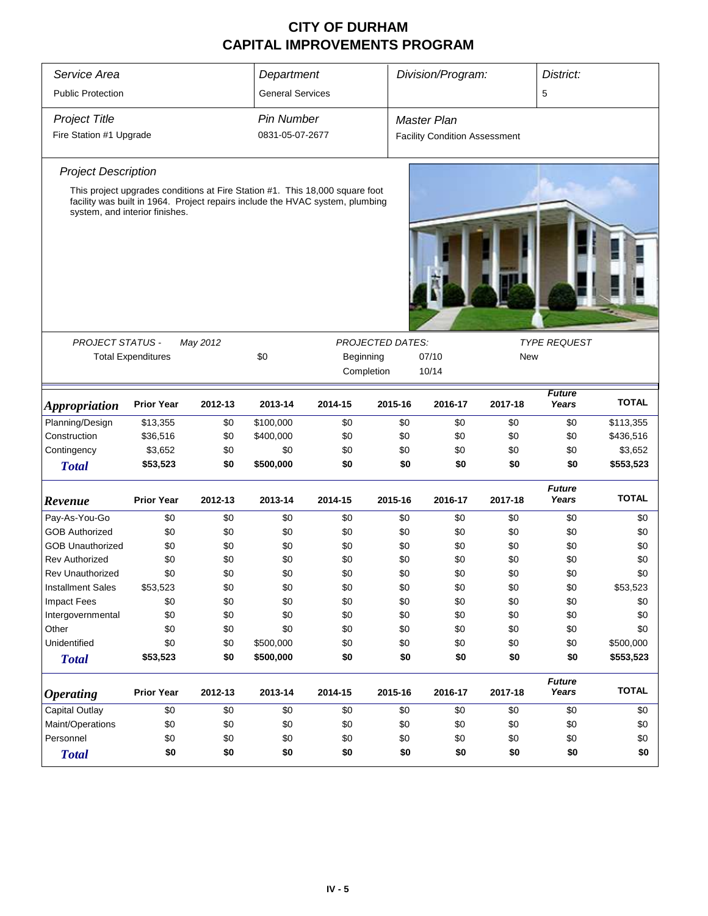# CITY OF DURHAM
# CAPITAL IMPROVEMENTS PROGRAM

| Service Area | Department | Division/Program: | District: |
|---|---|---|---|
| Public Protection | General Services | | 5 |

| Project Title | Pin Number | Master Plan |
|---|---|---|
| Fire Station #1 Upgrade | 0831-05-07-2677 | Facility Condition Assessment |

### Project Description

This project upgrades conditions at Fire Station #1. This 18,000 square foot facility was built in 1964. Project repairs include the HVAC system, plumbing system, and interior finishes.

| PROJECT STATUS - | May 2012 | PROJECTED DATES: | | TYPE REQUEST |
|---|---|---|---|---|
| Total Expenditures | $0 | Beginning | 07/10 | New |
| | | Completion | 10/14 | |

| *Appropriation* | Prior Year | 2012-13 | 2013-14 | 2014-15 | 2015-16 | 2016-17 | 2017-18 | Future Years | TOTAL |
|---|---|---|---|---|---|---|---|---|---|
| Planning/Design | $13,355 | $0 | $100,000 | $0 | $0 | $0 | $0 | $0 | $113,355 |
| Construction | $36,516 | $0 | $400,000 | $0 | $0 | $0 | $0 | $0 | $436,516 |
| Contingency | $3,652 | $0 | $0 | $0 | $0 | $0 | $0 | $0 | $3,652 |
| **Total** | **$53,523** | **$0** | **$500,000** | **$0** | **$0** | **$0** | **$0** | **$0** | **$553,523** |

| *Revenue* | Prior Year | 2012-13 | 2013-14 | 2014-15 | 2015-16 | 2016-17 | 2017-18 | Future Years | TOTAL |
|---|---|---|---|---|---|---|---|---|---|
| Pay-As-You-Go | $0 | $0 | $0 | $0 | $0 | $0 | $0 | $0 | $0 |
| GOB Authorized | $0 | $0 | $0 | $0 | $0 | $0 | $0 | $0 | $0 |
| GOB Unauthorized | $0 | $0 | $0 | $0 | $0 | $0 | $0 | $0 | $0 |
| Rev Authorized | $0 | $0 | $0 | $0 | $0 | $0 | $0 | $0 | $0 |
| Rev Unauthorized | $0 | $0 | $0 | $0 | $0 | $0 | $0 | $0 | $0 |
| Installment Sales | $53,523 | $0 | $0 | $0 | $0 | $0 | $0 | $0 | $53,523 |
| Impact Fees | $0 | $0 | $0 | $0 | $0 | $0 | $0 | $0 | $0 |
| Intergovernmental | $0 | $0 | $0 | $0 | $0 | $0 | $0 | $0 | $0 |
| Other | $0 | $0 | $0 | $0 | $0 | $0 | $0 | $0 | $0 |
| Unidentified | $0 | $0 | $500,000 | $0 | $0 | $0 | $0 | $0 | $500,000 |
| **Total** | **$53,523** | **$0** | **$500,000** | **$0** | **$0** | **$0** | **$0** | **$0** | **$553,523** |

| *Operating* | Prior Year | 2012-13 | 2013-14 | 2014-15 | 2015-16 | 2016-17 | 2017-18 | Future Years | TOTAL |
|---|---|---|---|---|---|---|---|---|---|
| Capital Outlay | $0 | $0 | $0 | $0 | $0 | $0 | $0 | $0 | $0 |
| Maint/Operations | $0 | $0 | $0 | $0 | $0 | $0 | $0 | $0 | $0 |
| Personnel | $0 | $0 | $0 | $0 | $0 | $0 | $0 | $0 | $0 |
| **Total** | **$0** | **$0** | **$0** | **$0** | **$0** | **$0** | **$0** | **$0** | **$0** |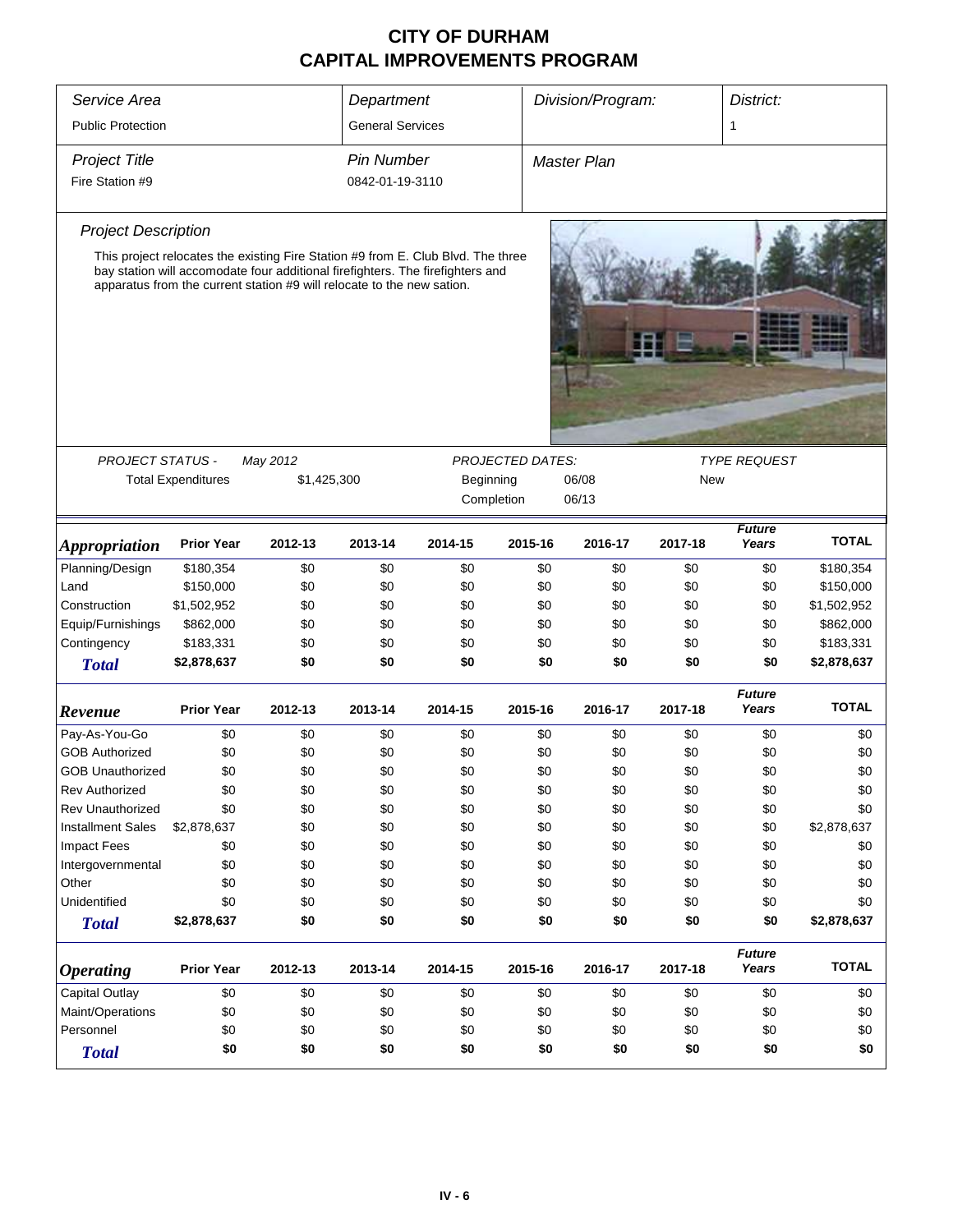# CITY OF DURHAM
# CAPITAL IMPROVEMENTS PROGRAM

| Service Area | Department | Division/Program: | District: |
|---|---|---|---|
| Public Protection | General Services | | 1 |

| Project Title | Pin Number | Master Plan |
|---|---|---|
| Fire Station #9 | 0842-01-19-3110 | |

*Project Description*

This project relocates the existing Fire Station #9 from E. Club Blvd. The three bay station will accomodate four additional firefighters. The firefighters and apparatus from the current station #9 will relocate to the new sation.

| PROJECT STATUS - | May 2012 | PROJECTED DATES: | | TYPE REQUEST |
|---|---|---|---|---|
| Total Expenditures | $1,425,300 | Beginning | 06/08 | New |
| | | Completion | 06/13 | |

| *Appropriation* | Prior Year | 2012-13 | 2013-14 | 2014-15 | 2015-16 | 2016-17 | 2017-18 | *Future Years* | TOTAL |
|---|---|---|---|---|---|---|---|---|---|
| Planning/Design | $180,354 | $0 | $0 | $0 | $0 | $0 | $0 | $0 | $180,354 |
| Land | $150,000 | $0 | $0 | $0 | $0 | $0 | $0 | $0 | $150,000 |
| Construction | $1,502,952 | $0 | $0 | $0 | $0 | $0 | $0 | $0 | $1,502,952 |
| Equip/Furnishings | $862,000 | $0 | $0 | $0 | $0 | $0 | $0 | $0 | $862,000 |
| Contingency | $183,331 | $0 | $0 | $0 | $0 | $0 | $0 | $0 | $183,331 |
| ***Total*** | **$2,878,637** | **$0** | **$0** | **$0** | **$0** | **$0** | **$0** | **$0** | **$2,878,637** |

| *Revenue* | Prior Year | 2012-13 | 2013-14 | 2014-15 | 2015-16 | 2016-17 | 2017-18 | *Future Years* | TOTAL |
|---|---|---|---|---|---|---|---|---|---|
| Pay-As-You-Go | $0 | $0 | $0 | $0 | $0 | $0 | $0 | $0 | $0 |
| GOB Authorized | $0 | $0 | $0 | $0 | $0 | $0 | $0 | $0 | $0 |
| GOB Unauthorized | $0 | $0 | $0 | $0 | $0 | $0 | $0 | $0 | $0 |
| Rev Authorized | $0 | $0 | $0 | $0 | $0 | $0 | $0 | $0 | $0 |
| Rev Unauthorized | $0 | $0 | $0 | $0 | $0 | $0 | $0 | $0 | $0 |
| Installment Sales | $2,878,637 | $0 | $0 | $0 | $0 | $0 | $0 | $0 | $2,878,637 |
| Impact Fees | $0 | $0 | $0 | $0 | $0 | $0 | $0 | $0 | $0 |
| Intergovernmental | $0 | $0 | $0 | $0 | $0 | $0 | $0 | $0 | $0 |
| Other | $0 | $0 | $0 | $0 | $0 | $0 | $0 | $0 | $0 |
| Unidentified | $0 | $0 | $0 | $0 | $0 | $0 | $0 | $0 | $0 |
| ***Total*** | **$2,878,637** | **$0** | **$0** | **$0** | **$0** | **$0** | **$0** | **$0** | **$2,878,637** |

| *Operating* | Prior Year | 2012-13 | 2013-14 | 2014-15 | 2015-16 | 2016-17 | 2017-18 | *Future Years* | TOTAL |
|---|---|---|---|---|---|---|---|---|---|
| Capital Outlay | $0 | $0 | $0 | $0 | $0 | $0 | $0 | $0 | $0 |
| Maint/Operations | $0 | $0 | $0 | $0 | $0 | $0 | $0 | $0 | $0 |
| Personnel | $0 | $0 | $0 | $0 | $0 | $0 | $0 | $0 | $0 |
| ***Total*** | **$0** | **$0** | **$0** | **$0** | **$0** | **$0** | **$0** | **$0** | **$0** |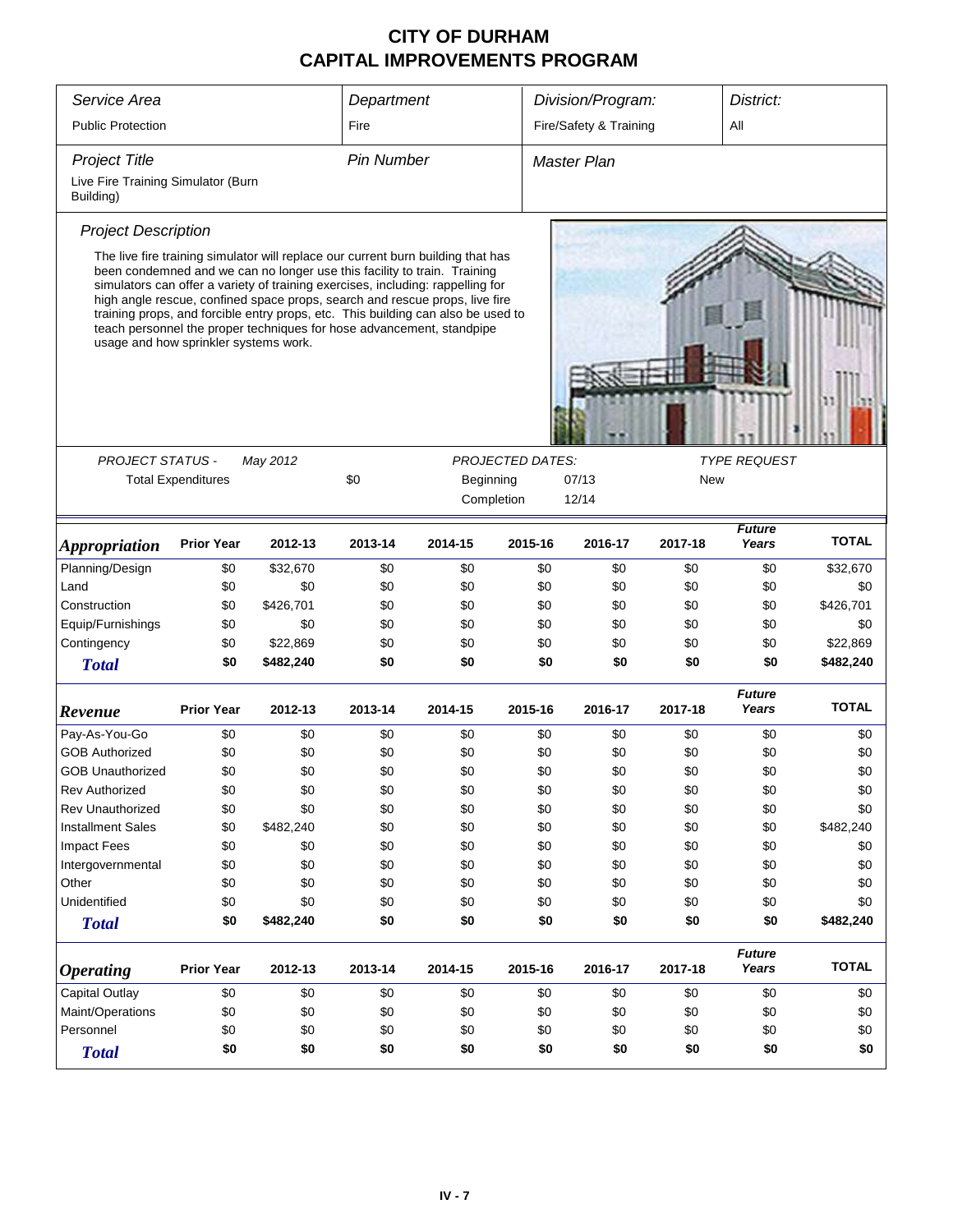# CITY OF DURHAM
# CAPITAL IMPROVEMENTS PROGRAM

| Service Area | Department | Division/Program: | District: |
|---|---|---|---|
| Public Protection | Fire | Fire/Safety & Training | All |

| Project Title | Pin Number | Master Plan |
|---|---|---|
| Live Fire Training Simulator (Burn Building) | | |

*Project Description*

The live fire training simulator will replace our current burn building that has been condemned and we can no longer use this facility to train. Training simulators can offer a variety of training exercises, including: rappelling for high angle rescue, confined space props, search and rescue props, live fire training props, and forcible entry props, etc. This building can also be used to teach personnel the proper techniques for hose advancement, standpipe usage and how sprinkler systems work.

PROJECT STATUS - May 2012

Total Expenditures $0

PROJECTED DATES:
Beginning 07/13
Completion 12/14

TYPE REQUEST
New

| *Appropriation* | Prior Year | 2012-13 | 2013-14 | 2014-15 | 2015-16 | 2016-17 | 2017-18 | *Future Years* | TOTAL |
|---|---|---|---|---|---|---|---|---|---|
| Planning/Design | $0 | $32,670 | $0 | $0 | $0 | $0 | $0 | $0 | $32,670 |
| Land | $0 | $0 | $0 | $0 | $0 | $0 | $0 | $0 | $0 |
| Construction | $0 | $426,701 | $0 | $0 | $0 | $0 | $0 | $0 | $426,701 |
| Equip/Furnishings | $0 | $0 | $0 | $0 | $0 | $0 | $0 | $0 | $0 |
| Contingency | $0 | $22,869 | $0 | $0 | $0 | $0 | $0 | $0 | $22,869 |
| **Total** | **$0** | **$482,240** | **$0** | **$0** | **$0** | **$0** | **$0** | **$0** | **$482,240** |

| *Revenue* | Prior Year | 2012-13 | 2013-14 | 2014-15 | 2015-16 | 2016-17 | 2017-18 | *Future Years* | TOTAL |
|---|---|---|---|---|---|---|---|---|---|
| Pay-As-You-Go | $0 | $0 | $0 | $0 | $0 | $0 | $0 | $0 | $0 |
| GOB Authorized | $0 | $0 | $0 | $0 | $0 | $0 | $0 | $0 | $0 |
| GOB Unauthorized | $0 | $0 | $0 | $0 | $0 | $0 | $0 | $0 | $0 |
| Rev Authorized | $0 | $0 | $0 | $0 | $0 | $0 | $0 | $0 | $0 |
| Rev Unauthorized | $0 | $0 | $0 | $0 | $0 | $0 | $0 | $0 | $0 |
| Installment Sales | $0 | $482,240 | $0 | $0 | $0 | $0 | $0 | $0 | $482,240 |
| Impact Fees | $0 | $0 | $0 | $0 | $0 | $0 | $0 | $0 | $0 |
| Intergovernmental | $0 | $0 | $0 | $0 | $0 | $0 | $0 | $0 | $0 |
| Other | $0 | $0 | $0 | $0 | $0 | $0 | $0 | $0 | $0 |
| Unidentified | $0 | $0 | $0 | $0 | $0 | $0 | $0 | $0 | $0 |
| **Total** | **$0** | **$482,240** | **$0** | **$0** | **$0** | **$0** | **$0** | **$0** | **$482,240** |

| *Operating* | Prior Year | 2012-13 | 2013-14 | 2014-15 | 2015-16 | 2016-17 | 2017-18 | *Future Years* | TOTAL |
|---|---|---|---|---|---|---|---|---|---|
| Capital Outlay | $0 | $0 | $0 | $0 | $0 | $0 | $0 | $0 | $0 |
| Maint/Operations | $0 | $0 | $0 | $0 | $0 | $0 | $0 | $0 | $0 |
| Personnel | $0 | $0 | $0 | $0 | $0 | $0 | $0 | $0 | $0 |
| **Total** | **$0** | **$0** | **$0** | **$0** | **$0** | **$0** | **$0** | **$0** | **$0** |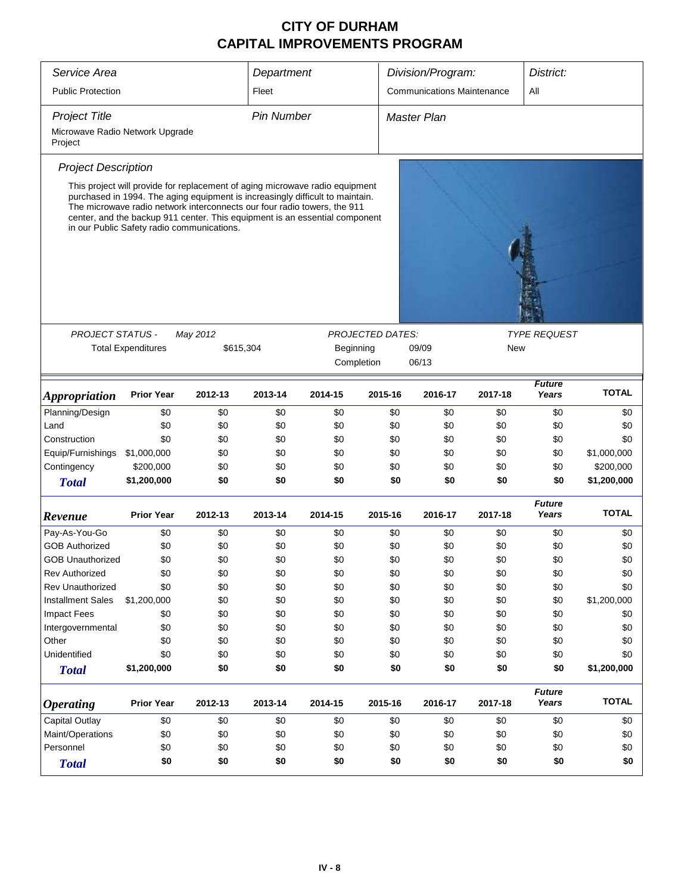# CITY OF DURHAM
# CAPITAL IMPROVEMENTS PROGRAM

| Service Area | Department | Division/Program: | District: |
|---|---|---|---|
| Public Protection | Fleet | Communications Maintenance | All |

| Project Title | Pin Number | Master Plan |
|---|---|---|
| Microwave Radio Network Upgrade Project | | |

### Project Description

This project will provide for replacement of aging microwave radio equipment purchased in 1994. The aging equipment is increasingly difficult to maintain. The microwave radio network interconnects our four radio towers, the 911 center, and the backup 911 center. This equipment is an essential component in our Public Safety radio communications.

| PROJECT STATUS - | May 2012 | PROJECTED DATES: | | TYPE REQUEST |
|---|---|---|---|---|
| Total Expenditures | $615,304 | Beginning | 09/09 | New |
| | | Completion | 06/13 | |

| Appropriation | Prior Year | 2012-13 | 2013-14 | 2014-15 | 2015-16 | 2016-17 | 2017-18 | Future Years | TOTAL |
|---|---|---|---|---|---|---|---|---|---|
| Planning/Design | $0 | $0 | $0 | $0 | $0 | $0 | $0 | $0 | $0 |
| Land | $0 | $0 | $0 | $0 | $0 | $0 | $0 | $0 | $0 |
| Construction | $0 | $0 | $0 | $0 | $0 | $0 | $0 | $0 | $0 |
| Equip/Furnishings | $1,000,000 | $0 | $0 | $0 | $0 | $0 | $0 | $0 | $1,000,000 |
| Contingency | $200,000 | $0 | $0 | $0 | $0 | $0 | $0 | $0 | $200,000 |
| **Total** | **$1,200,000** | **$0** | **$0** | **$0** | **$0** | **$0** | **$0** | **$0** | **$1,200,000** |

| Revenue | Prior Year | 2012-13 | 2013-14 | 2014-15 | 2015-16 | 2016-17 | 2017-18 | Future Years | TOTAL |
|---|---|---|---|---|---|---|---|---|---|
| Pay-As-You-Go | $0 | $0 | $0 | $0 | $0 | $0 | $0 | $0 | $0 |
| GOB Authorized | $0 | $0 | $0 | $0 | $0 | $0 | $0 | $0 | $0 |
| GOB Unauthorized | $0 | $0 | $0 | $0 | $0 | $0 | $0 | $0 | $0 |
| Rev Authorized | $0 | $0 | $0 | $0 | $0 | $0 | $0 | $0 | $0 |
| Rev Unauthorized | $0 | $0 | $0 | $0 | $0 | $0 | $0 | $0 | $0 |
| Installment Sales | $1,200,000 | $0 | $0 | $0 | $0 | $0 | $0 | $0 | $1,200,000 |
| Impact Fees | $0 | $0 | $0 | $0 | $0 | $0 | $0 | $0 | $0 |
| Intergovernmental | $0 | $0 | $0 | $0 | $0 | $0 | $0 | $0 | $0 |
| Other | $0 | $0 | $0 | $0 | $0 | $0 | $0 | $0 | $0 |
| Unidentified | $0 | $0 | $0 | $0 | $0 | $0 | $0 | $0 | $0 |
| **Total** | **$1,200,000** | **$0** | **$0** | **$0** | **$0** | **$0** | **$0** | **$0** | **$1,200,000** |

| Operating | Prior Year | 2012-13 | 2013-14 | 2014-15 | 2015-16 | 2016-17 | 2017-18 | Future Years | TOTAL |
|---|---|---|---|---|---|---|---|---|---|
| Capital Outlay | $0 | $0 | $0 | $0 | $0 | $0 | $0 | $0 | $0 |
| Maint/Operations | $0 | $0 | $0 | $0 | $0 | $0 | $0 | $0 | $0 |
| Personnel | $0 | $0 | $0 | $0 | $0 | $0 | $0 | $0 | $0 |
| **Total** | **$0** | **$0** | **$0** | **$0** | **$0** | **$0** | **$0** | **$0** | **$0** |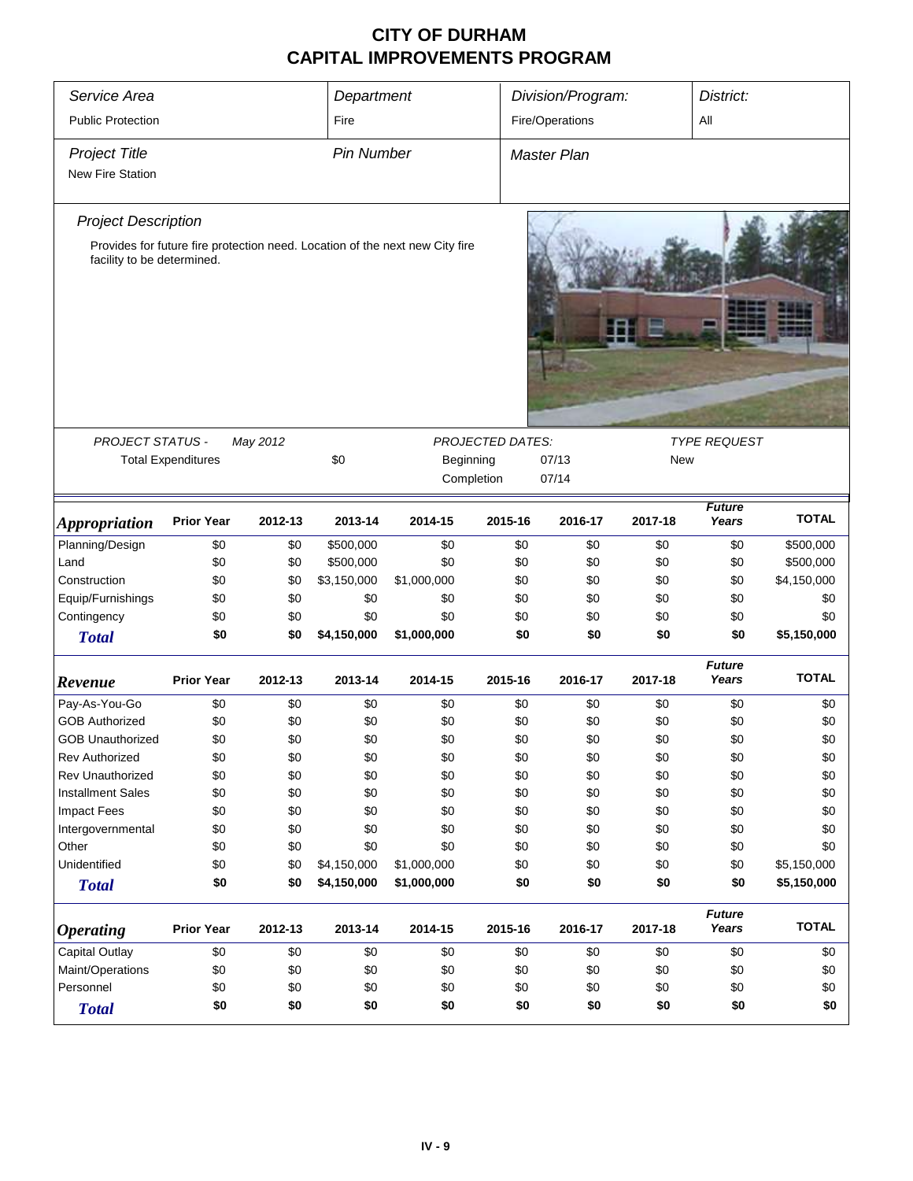# CITY OF DURHAM
# CAPITAL IMPROVEMENTS PROGRAM

| Service Area | Department | Division/Program: | District: |
|---|---|---|---|
| Public Protection | Fire | Fire/Operations | All |

| Project Title | Pin Number | Master Plan |
|---|---|---|
| New Fire Station | | |

*Project Description*

Provides for future fire protection need. Location of the next new City fire facility to be determined.

| PROJECT STATUS - | May 2012 | PROJECTED DATES: | | TYPE REQUEST |
|---|---|---|---|---|
| Total Expenditures | $0 | Beginning | 07/13 | New |
| | | Completion | 07/14 | |

| *Appropriation* | Prior Year | 2012-13 | 2013-14 | 2014-15 | 2015-16 | 2016-17 | 2017-18 | *Future Years* | TOTAL |
|---|---|---|---|---|---|---|---|---|---|
| Planning/Design | $0 | $0 | $500,000 | $0 | $0 | $0 | $0 | $0 | $500,000 |
| Land | $0 | $0 | $500,000 | $0 | $0 | $0 | $0 | $0 | $500,000 |
| Construction | $0 | $0 | $3,150,000 | $1,000,000 | $0 | $0 | $0 | $0 | $4,150,000 |
| Equip/Furnishings | $0 | $0 | $0 | $0 | $0 | $0 | $0 | $0 | $0 |
| Contingency | $0 | $0 | $0 | $0 | $0 | $0 | $0 | $0 | $0 |
| **Total** | **$0** | **$0** | **$4,150,000** | **$1,000,000** | **$0** | **$0** | **$0** | **$0** | **$5,150,000** |

| *Revenue* | Prior Year | 2012-13 | 2013-14 | 2014-15 | 2015-16 | 2016-17 | 2017-18 | *Future Years* | TOTAL |
|---|---|---|---|---|---|---|---|---|---|
| Pay-As-You-Go | $0 | $0 | $0 | $0 | $0 | $0 | $0 | $0 | $0 |
| GOB Authorized | $0 | $0 | $0 | $0 | $0 | $0 | $0 | $0 | $0 |
| GOB Unauthorized | $0 | $0 | $0 | $0 | $0 | $0 | $0 | $0 | $0 |
| Rev Authorized | $0 | $0 | $0 | $0 | $0 | $0 | $0 | $0 | $0 |
| Rev Unauthorized | $0 | $0 | $0 | $0 | $0 | $0 | $0 | $0 | $0 |
| Installment Sales | $0 | $0 | $0 | $0 | $0 | $0 | $0 | $0 | $0 |
| Impact Fees | $0 | $0 | $0 | $0 | $0 | $0 | $0 | $0 | $0 |
| Intergovernmental | $0 | $0 | $0 | $0 | $0 | $0 | $0 | $0 | $0 |
| Other | $0 | $0 | $0 | $0 | $0 | $0 | $0 | $0 | $0 |
| Unidentified | $0 | $0 | $4,150,000 | $1,000,000 | $0 | $0 | $0 | $0 | $5,150,000 |
| **Total** | **$0** | **$0** | **$4,150,000** | **$1,000,000** | **$0** | **$0** | **$0** | **$0** | **$5,150,000** |

| *Operating* | Prior Year | 2012-13 | 2013-14 | 2014-15 | 2015-16 | 2016-17 | 2017-18 | *Future Years* | TOTAL |
|---|---|---|---|---|---|---|---|---|---|
| Capital Outlay | $0 | $0 | $0 | $0 | $0 | $0 | $0 | $0 | $0 |
| Maint/Operations | $0 | $0 | $0 | $0 | $0 | $0 | $0 | $0 | $0 |
| Personnel | $0 | $0 | $0 | $0 | $0 | $0 | $0 | $0 | $0 |
| **Total** | **$0** | **$0** | **$0** | **$0** | **$0** | **$0** | **$0** | **$0** | **$0** |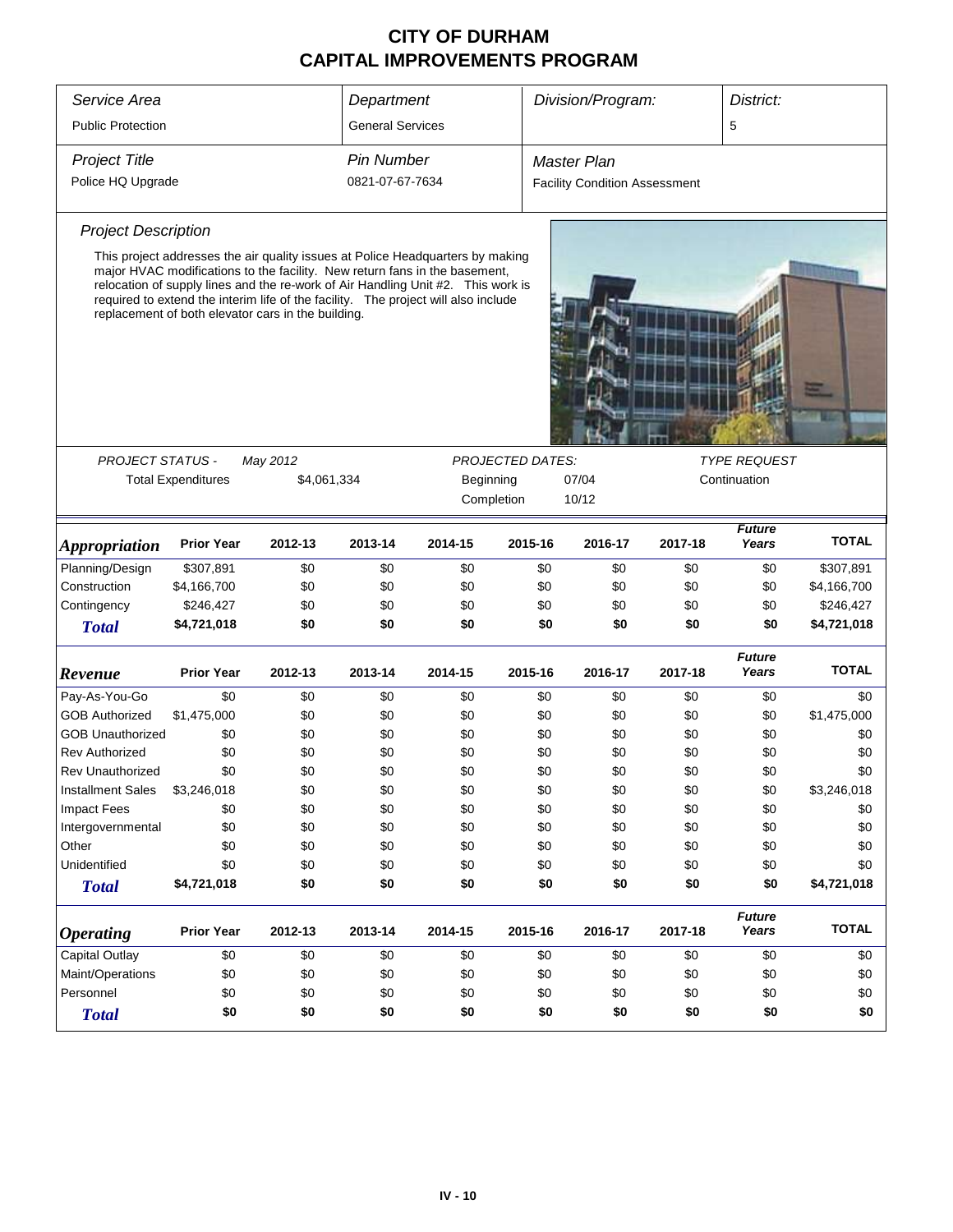# CITY OF DURHAM
# CAPITAL IMPROVEMENTS PROGRAM

| Service Area | Department | Division/Program: | District: |
|---|---|---|---|
| Public Protection | General Services | | 5 |

| Project Title | Pin Number | Master Plan |
|---|---|---|
| Police HQ Upgrade | 0821-07-67-7634 | Facility Condition Assessment |

*Project Description*

This project addresses the air quality issues at Police Headquarters by making major HVAC modifications to the facility. New return fans in the basement, relocation of supply lines and the re-work of Air Handling Unit #2. This work is required to extend the interim life of the facility. The project will also include replacement of both elevator cars in the building.

PROJECT STATUS - May 2012
Total Expenditures $4,061,334

PROJECTED DATES:
Beginning 07/04
Completion 10/12

TYPE REQUEST
Continuation

| *Appropriation* | Prior Year | 2012-13 | 2013-14 | 2014-15 | 2015-16 | 2016-17 | 2017-18 | Future Years | TOTAL |
|---|---|---|---|---|---|---|---|---|---|
| Planning/Design | $307,891 | $0 | $0 | $0 | $0 | $0 | $0 | $0 | $307,891 |
| Construction | $4,166,700 | $0 | $0 | $0 | $0 | $0 | $0 | $0 | $4,166,700 |
| Contingency | $246,427 | $0 | $0 | $0 | $0 | $0 | $0 | $0 | $246,427 |
| **Total** | **$4,721,018** | **$0** | **$0** | **$0** | **$0** | **$0** | **$0** | **$0** | **$4,721,018** |

| *Revenue* | Prior Year | 2012-13 | 2013-14 | 2014-15 | 2015-16 | 2016-17 | 2017-18 | Future Years | TOTAL |
|---|---|---|---|---|---|---|---|---|---|
| Pay-As-You-Go | $0 | $0 | $0 | $0 | $0 | $0 | $0 | $0 | $0 |
| GOB Authorized | $1,475,000 | $0 | $0 | $0 | $0 | $0 | $0 | $0 | $1,475,000 |
| GOB Unauthorized | $0 | $0 | $0 | $0 | $0 | $0 | $0 | $0 | $0 |
| Rev Authorized | $0 | $0 | $0 | $0 | $0 | $0 | $0 | $0 | $0 |
| Rev Unauthorized | $0 | $0 | $0 | $0 | $0 | $0 | $0 | $0 | $0 |
| Installment Sales | $3,246,018 | $0 | $0 | $0 | $0 | $0 | $0 | $0 | $3,246,018 |
| Impact Fees | $0 | $0 | $0 | $0 | $0 | $0 | $0 | $0 | $0 |
| Intergovernmental | $0 | $0 | $0 | $0 | $0 | $0 | $0 | $0 | $0 |
| Other | $0 | $0 | $0 | $0 | $0 | $0 | $0 | $0 | $0 |
| Unidentified | $0 | $0 | $0 | $0 | $0 | $0 | $0 | $0 | $0 |
| **Total** | **$4,721,018** | **$0** | **$0** | **$0** | **$0** | **$0** | **$0** | **$0** | **$4,721,018** |

| *Operating* | Prior Year | 2012-13 | 2013-14 | 2014-15 | 2015-16 | 2016-17 | 2017-18 | Future Years | TOTAL |
|---|---|---|---|---|---|---|---|---|---|
| Capital Outlay | $0 | $0 | $0 | $0 | $0 | $0 | $0 | $0 | $0 |
| Maint/Operations | $0 | $0 | $0 | $0 | $0 | $0 | $0 | $0 | $0 |
| Personnel | $0 | $0 | $0 | $0 | $0 | $0 | $0 | $0 | $0 |
| **Total** | **$0** | **$0** | **$0** | **$0** | **$0** | **$0** | **$0** | **$0** | **$0** |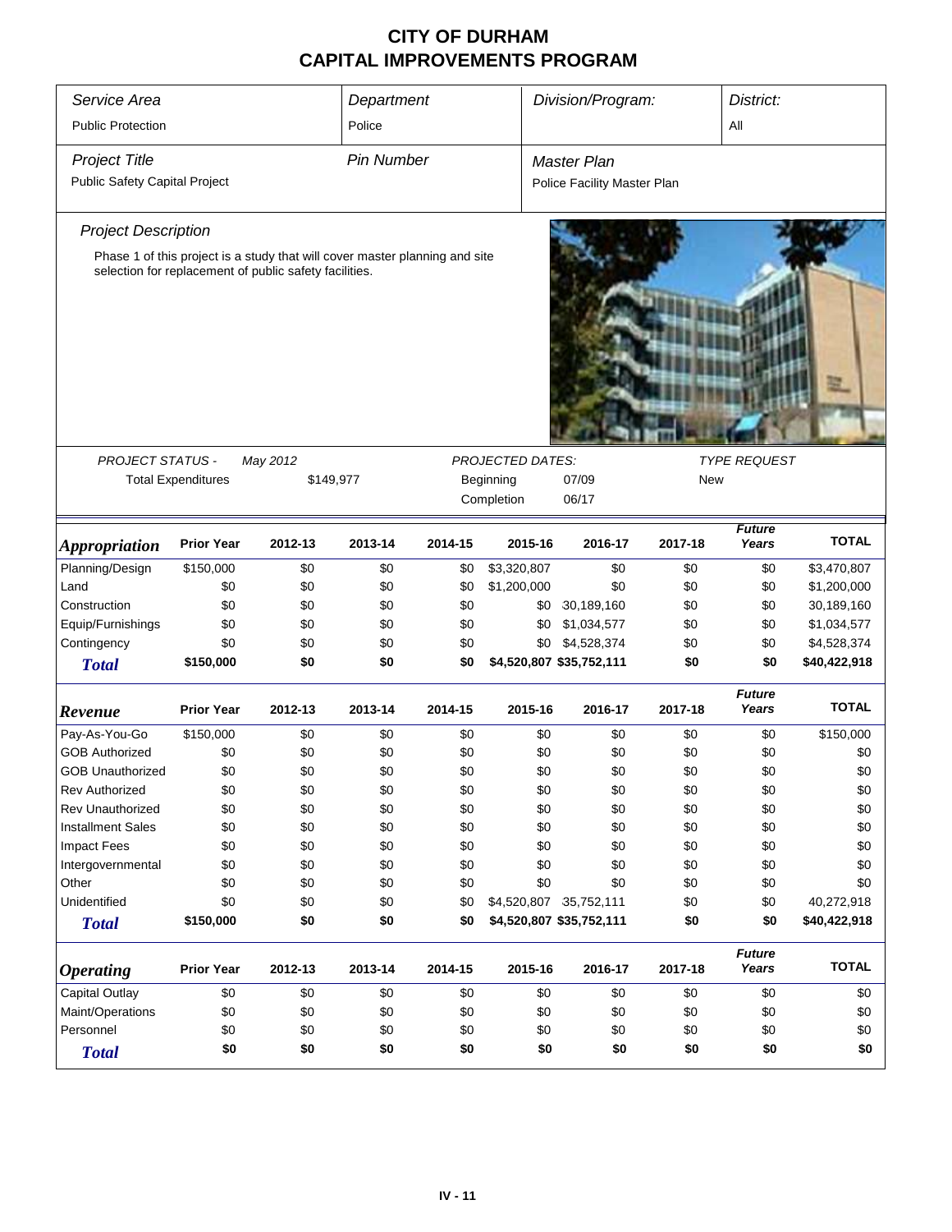# CITY OF DURHAM
# CAPITAL IMPROVEMENTS PROGRAM

| *Service Area* | *Department* | *Division/Program:* | *District:* |
|---|---|---|---|
| Public Protection | Police | | All |

| *Project Title* | *Pin Number* | *Master Plan* |
|---|---|---|
| Public Safety Capital Project | | Police Facility Master Plan |

### *Project Description*

Phase 1 of this project is a study that will cover master planning and site selection for replacement of public safety facilities.

| *PROJECT STATUS -* | *May 2012* | *PROJECTED DATES:* | | *TYPE REQUEST* |
|---|---|---|---|---|
| Total Expenditures | $149,977 | Beginning | 07/09 | New |
| | | Completion | 06/17 | |

| *Appropriation* | Prior Year | 2012-13 | 2013-14 | 2014-15 | 2015-16 | 2016-17 | 2017-18 | *Future Years* | TOTAL |
|---|---|---|---|---|---|---|---|---|---|
| Planning/Design | $150,000 | $0 | $0 | $0 | $3,320,807 | $0 | $0 | $0 | $3,470,807 |
| Land | $0 | $0 | $0 | $0 | $1,200,000 | $0 | $0 | $0 | $1,200,000 |
| Construction | $0 | $0 | $0 | $0 | $0 | 30,189,160 | $0 | $0 | 30,189,160 |
| Equip/Furnishings | $0 | $0 | $0 | $0 | $0 | $1,034,577 | $0 | $0 | $1,034,577 |
| Contingency | $0 | $0 | $0 | $0 | $0 | $4,528,374 | $0 | $0 | $4,528,374 |
| ***Total*** | **$150,000** | **$0** | **$0** | **$0** | **$4,520,807** | **$35,752,111** | **$0** | **$0** | **$40,422,918** |

| *Revenue* | Prior Year | 2012-13 | 2013-14 | 2014-15 | 2015-16 | 2016-17 | 2017-18 | *Future Years* | TOTAL |
|---|---|---|---|---|---|---|---|---|---|
| Pay-As-You-Go | $150,000 | $0 | $0 | $0 | $0 | $0 | $0 | $0 | $150,000 |
| GOB Authorized | $0 | $0 | $0 | $0 | $0 | $0 | $0 | $0 | $0 |
| GOB Unauthorized | $0 | $0 | $0 | $0 | $0 | $0 | $0 | $0 | $0 |
| Rev Authorized | $0 | $0 | $0 | $0 | $0 | $0 | $0 | $0 | $0 |
| Rev Unauthorized | $0 | $0 | $0 | $0 | $0 | $0 | $0 | $0 | $0 |
| Installment Sales | $0 | $0 | $0 | $0 | $0 | $0 | $0 | $0 | $0 |
| Impact Fees | $0 | $0 | $0 | $0 | $0 | $0 | $0 | $0 | $0 |
| Intergovernmental | $0 | $0 | $0 | $0 | $0 | $0 | $0 | $0 | $0 |
| Other | $0 | $0 | $0 | $0 | $0 | $0 | $0 | $0 | $0 |
| Unidentified | $0 | $0 | $0 | $0 | $4,520,807 | 35,752,111 | $0 | $0 | 40,272,918 |
| ***Total*** | **$150,000** | **$0** | **$0** | **$0** | **$4,520,807** | **$35,752,111** | **$0** | **$0** | **$40,422,918** |

| *Operating* | Prior Year | 2012-13 | 2013-14 | 2014-15 | 2015-16 | 2016-17 | 2017-18 | *Future Years* | TOTAL |
|---|---|---|---|---|---|---|---|---|---|
| Capital Outlay | $0 | $0 | $0 | $0 | $0 | $0 | $0 | $0 | $0 |
| Maint/Operations | $0 | $0 | $0 | $0 | $0 | $0 | $0 | $0 | $0 |
| Personnel | $0 | $0 | $0 | $0 | $0 | $0 | $0 | $0 | $0 |
| ***Total*** | **$0** | **$0** | **$0** | **$0** | **$0** | **$0** | **$0** | **$0** | **$0** |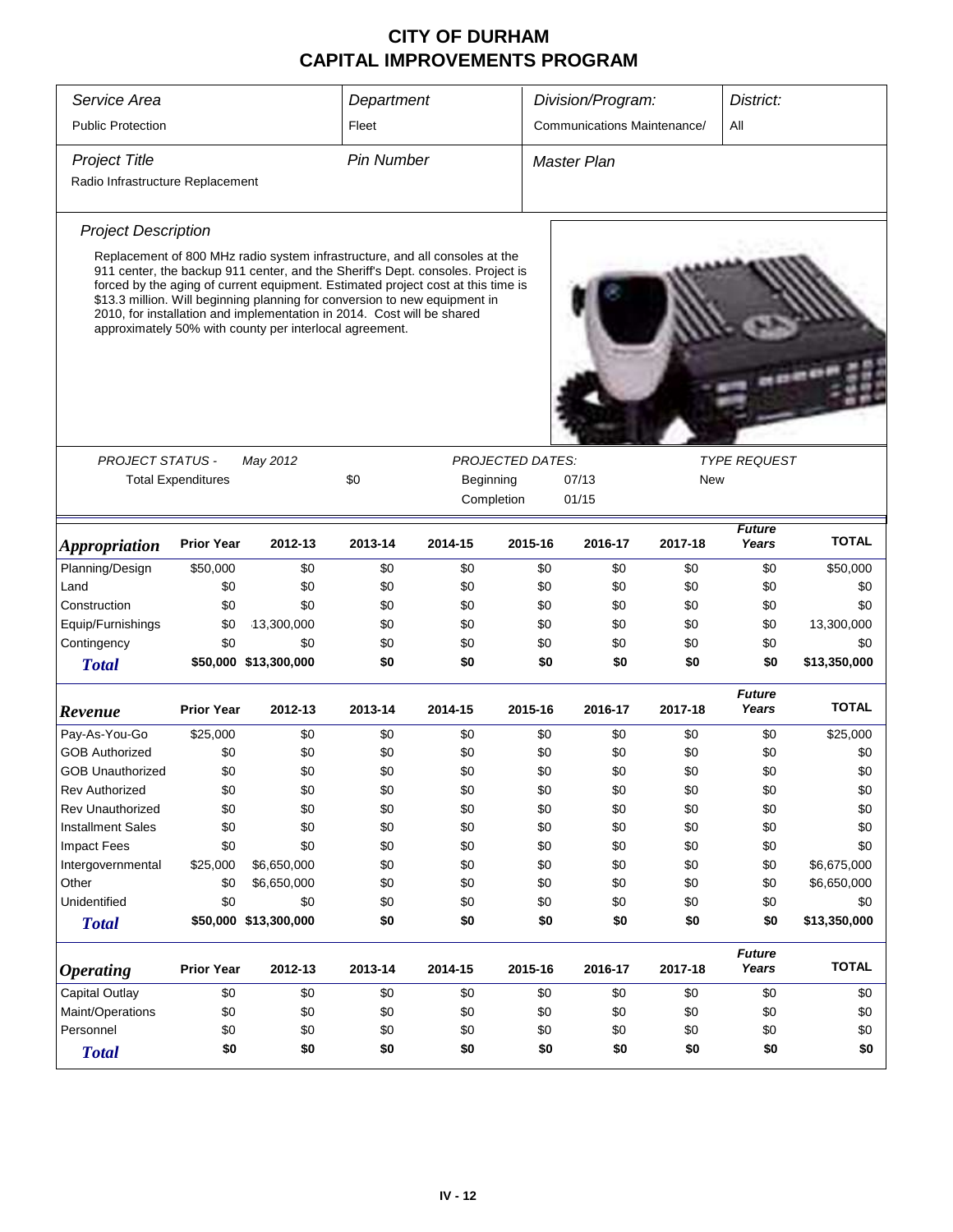# CITY OF DURHAM
# CAPITAL IMPROVEMENTS PROGRAM

| Service Area | Department | Division/Program: | District: |
|---|---|---|---|
| Public Protection | Fleet | Communications Maintenance/ | All |

| Project Title | Pin Number | Master Plan |
|---|---|---|
| Radio Infrastructure Replacement | | |

*Project Description*

Replacement of 800 MHz radio system infrastructure, and all consoles at the 911 center, the backup 911 center, and the Sheriff's Dept. consoles. Project is forced by the aging of current equipment. Estimated project cost at this time is $13.3 million. Will beginning planning for conversion to new equipment in 2010, for installation and implementation in 2014. Cost will be shared approximately 50% with county per interlocal agreement.

| PROJECT STATUS - | May 2012 | | PROJECTED DATES: | | TYPE REQUEST |
|---|---|---|---|---|---|
| Total Expenditures | | $0 | Beginning | 07/13 | New |
| | | | Completion | 01/15 | |

| *Appropriation* | Prior Year | 2012-13 | 2013-14 | 2014-15 | 2015-16 | 2016-17 | 2017-18 | *Future Years* | TOTAL |
|---|---|---|---|---|---|---|---|---|---|
| Planning/Design | $50,000 | $0 | $0 | $0 | $0 | $0 | $0 | $0 | $50,000 |
| Land | $0 | $0 | $0 | $0 | $0 | $0 | $0 | $0 | $0 |
| Construction | $0 | $0 | $0 | $0 | $0 | $0 | $0 | $0 | $0 |
| Equip/Furnishings | $0 | 13,300,000 | $0 | $0 | $0 | $0 | $0 | $0 | 13,300,000 |
| Contingency | $0 | $0 | $0 | $0 | $0 | $0 | $0 | $0 | $0 |
| **Total** | **$50,000** | **$13,300,000** | **$0** | **$0** | **$0** | **$0** | **$0** | **$0** | **$13,350,000** |

| *Revenue* | Prior Year | 2012-13 | 2013-14 | 2014-15 | 2015-16 | 2016-17 | 2017-18 | *Future Years* | TOTAL |
|---|---|---|---|---|---|---|---|---|---|
| Pay-As-You-Go | $25,000 | $0 | $0 | $0 | $0 | $0 | $0 | $0 | $25,000 |
| GOB Authorized | $0 | $0 | $0 | $0 | $0 | $0 | $0 | $0 | $0 |
| GOB Unauthorized | $0 | $0 | $0 | $0 | $0 | $0 | $0 | $0 | $0 |
| Rev Authorized | $0 | $0 | $0 | $0 | $0 | $0 | $0 | $0 | $0 |
| Rev Unauthorized | $0 | $0 | $0 | $0 | $0 | $0 | $0 | $0 | $0 |
| Installment Sales | $0 | $0 | $0 | $0 | $0 | $0 | $0 | $0 | $0 |
| Impact Fees | $0 | $0 | $0 | $0 | $0 | $0 | $0 | $0 | $0 |
| Intergovernmental | $25,000 | $6,650,000 | $0 | $0 | $0 | $0 | $0 | $0 | $6,675,000 |
| Other | $0 | $6,650,000 | $0 | $0 | $0 | $0 | $0 | $0 | $6,650,000 |
| Unidentified | $0 | $0 | $0 | $0 | $0 | $0 | $0 | $0 | $0 |
| **Total** | **$50,000** | **$13,300,000** | **$0** | **$0** | **$0** | **$0** | **$0** | **$0** | **$13,350,000** |

| *Operating* | Prior Year | 2012-13 | 2013-14 | 2014-15 | 2015-16 | 2016-17 | 2017-18 | *Future Years* | TOTAL |
|---|---|---|---|---|---|---|---|---|---|
| Capital Outlay | $0 | $0 | $0 | $0 | $0 | $0 | $0 | $0 | $0 |
| Maint/Operations | $0 | $0 | $0 | $0 | $0 | $0 | $0 | $0 | $0 |
| Personnel | $0 | $0 | $0 | $0 | $0 | $0 | $0 | $0 | $0 |
| **Total** | **$0** | **$0** | **$0** | **$0** | **$0** | **$0** | **$0** | **$0** | **$0** |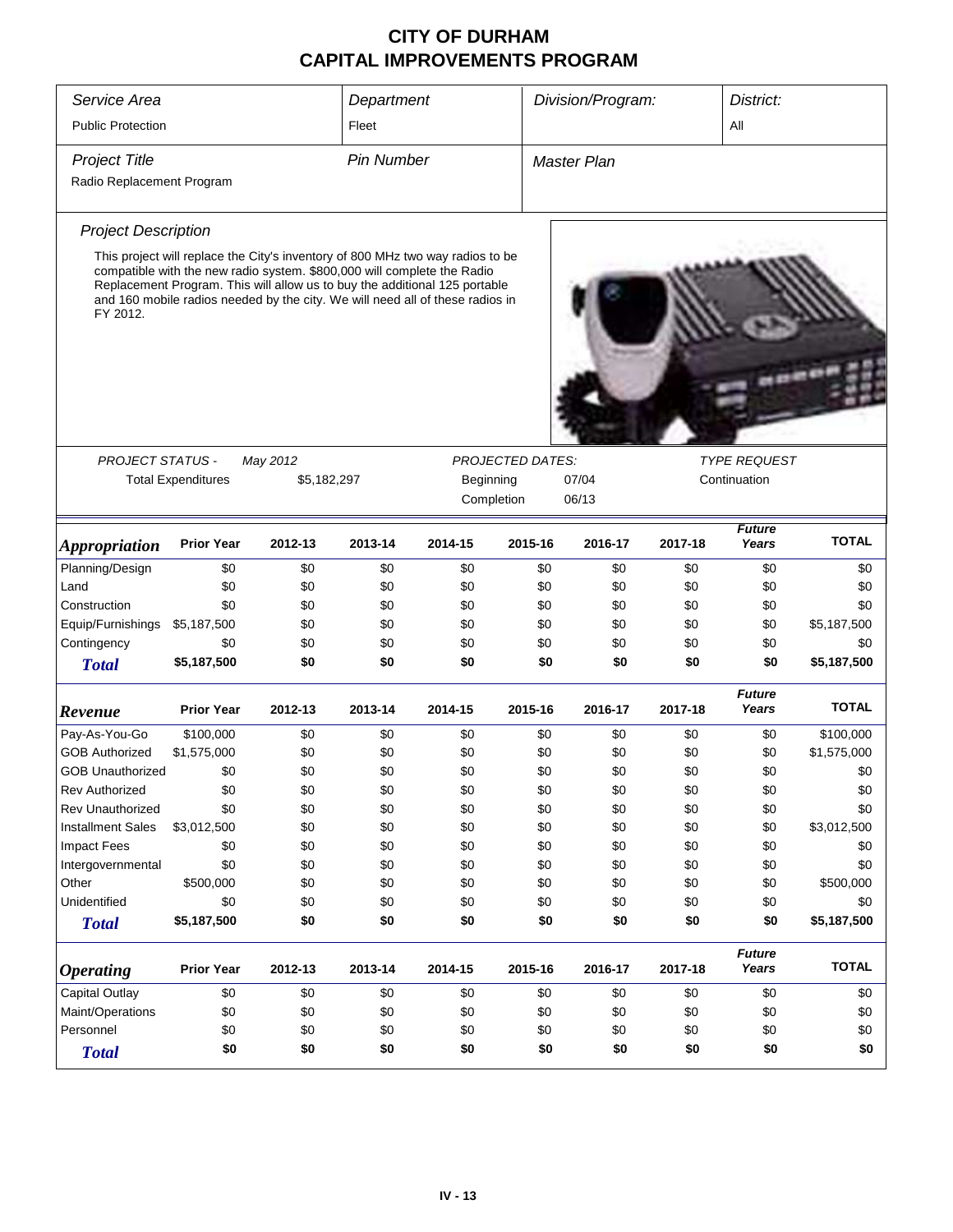# CITY OF DURHAM
## CAPITAL IMPROVEMENTS PROGRAM

| | | | |
|---|---|---|---|
| *Service Area* | *Department* | *Division/Program:* | *District:* |
| Public Protection | Fleet | | All |
| *Project Title* | *Pin Number* | *Master Plan* | |
| Radio Replacement Program | | | |

*Project Description*

This project will replace the City's inventory of 800 MHz two way radios to be compatible with the new radio system. $800,000 will complete the Radio Replacement Program. This will allow us to buy the additional 125 portable and 160 mobile radios needed by the city. We will need all of these radios in FY 2012.

| | | | | | |
|---|---|---|---|---|---|
| *PROJECT STATUS -* | May 2012 | *PROJECTED DATES:* | | *TYPE REQUEST* | |
| Total Expenditures | $5,182,297 | Beginning | 07/04 | Continuation | |
| | | Completion | 06/13 | | |

| *Appropriation* | Prior Year | 2012-13 | 2013-14 | 2014-15 | 2015-16 | 2016-17 | 2017-18 | *Future Years* | TOTAL |
|---|---|---|---|---|---|---|---|---|---|
| Planning/Design | $0 | $0 | $0 | $0 | $0 | $0 | $0 | $0 | $0 |
| Land | $0 | $0 | $0 | $0 | $0 | $0 | $0 | $0 | $0 |
| Construction | $0 | $0 | $0 | $0 | $0 | $0 | $0 | $0 | $0 |
| Equip/Furnishings | $5,187,500 | $0 | $0 | $0 | $0 | $0 | $0 | $0 | $5,187,500 |
| Contingency | $0 | $0 | $0 | $0 | $0 | $0 | $0 | $0 | $0 |
| **Total** | **$5,187,500** | **$0** | **$0** | **$0** | **$0** | **$0** | **$0** | **$0** | **$5,187,500** |

| *Revenue* | Prior Year | 2012-13 | 2013-14 | 2014-15 | 2015-16 | 2016-17 | 2017-18 | *Future Years* | TOTAL |
|---|---|---|---|---|---|---|---|---|---|
| Pay-As-You-Go | $100,000 | $0 | $0 | $0 | $0 | $0 | $0 | $0 | $100,000 |
| GOB Authorized | $1,575,000 | $0 | $0 | $0 | $0 | $0 | $0 | $0 | $1,575,000 |
| GOB Unauthorized | $0 | $0 | $0 | $0 | $0 | $0 | $0 | $0 | $0 |
| Rev Authorized | $0 | $0 | $0 | $0 | $0 | $0 | $0 | $0 | $0 |
| Rev Unauthorized | $0 | $0 | $0 | $0 | $0 | $0 | $0 | $0 | $0 |
| Installment Sales | $3,012,500 | $0 | $0 | $0 | $0 | $0 | $0 | $0 | $3,012,500 |
| Impact Fees | $0 | $0 | $0 | $0 | $0 | $0 | $0 | $0 | $0 |
| Intergovernmental | $0 | $0 | $0 | $0 | $0 | $0 | $0 | $0 | $0 |
| Other | $500,000 | $0 | $0 | $0 | $0 | $0 | $0 | $0 | $500,000 |
| Unidentified | $0 | $0 | $0 | $0 | $0 | $0 | $0 | $0 | $0 |
| **Total** | **$5,187,500** | **$0** | **$0** | **$0** | **$0** | **$0** | **$0** | **$0** | **$5,187,500** |

| *Operating* | Prior Year | 2012-13 | 2013-14 | 2014-15 | 2015-16 | 2016-17 | 2017-18 | *Future Years* | TOTAL |
|---|---|---|---|---|---|---|---|---|---|
| Capital Outlay | $0 | $0 | $0 | $0 | $0 | $0 | $0 | $0 | $0 |
| Maint/Operations | $0 | $0 | $0 | $0 | $0 | $0 | $0 | $0 | $0 |
| Personnel | $0 | $0 | $0 | $0 | $0 | $0 | $0 | $0 | $0 |
| **Total** | **$0** | **$0** | **$0** | **$0** | **$0** | **$0** | **$0** | **$0** | **$0** |